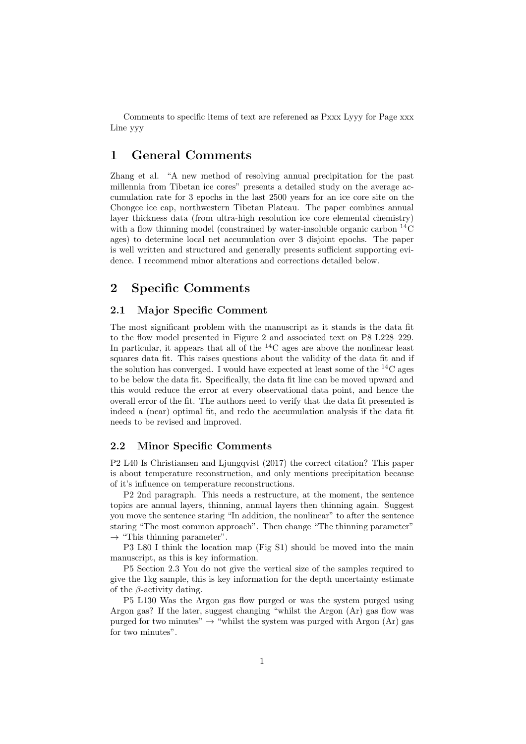Comments to specific items of text are referened as Pxxx Lyyy for Page xxx Line yyy

# 1 General Comments

Zhang et al. "A new method of resolving annual precipitation for the past millennia from Tibetan ice cores" presents a detailed study on the average accumulation rate for 3 epochs in the last 2500 years for an ice core site on the Chongce ice cap, northwestern Tibetan Plateau. The paper combines annual layer thickness data (from ultra-high resolution ice core elemental chemistry) with a flow thinning model (constrained by water-insoluble organic carbon $^{14}C$ ages) to determine local net accumulation over 3 disjoint epochs. The paper is well written and structured and generally presents sufficient supporting evidence. I recommend minor alterations and corrections detailed below.

# 2 Specific Comments

## 2.1 Major Specific Comment

The most significant problem with the manuscript as it stands is the data fit to the flow model presented in Figure 2 and associated text on P8 L228–229. In particular, it appears that all of the $^{14}C$ ages are above the nonlinear least squares data fit. This raises questions about the validity of the data fit and if the solution has converged. I would have expected at least some of the $^{14}C$ ages to be below the data fit. Specifically, the data fit line can be moved upward and this would reduce the error at every observational data point, and hence the overall error of the fit. The authors need to verify that the data fit presented is indeed a (near) optimal fit, and redo the accumulation analysis if the data fit needs to be revised and improved.

## 2.2 Minor Specific Comments

P2 L40 Is Christiansen and Ljungqvist (2017) the correct citation? This paper is about temperature reconstruction, and only mentions precipitation because of it's influence on temperature reconstructions.

P2 2nd paragraph. This needs a restructure, at the moment, the sentence topics are annual layers, thinning, annual layers then thinning again. Suggest you move the sentence staring "In addition, the nonlinear" to after the sentence staring "The most common approach". Then change "The thinning parameter" → "This thinning parameter".

P3 L80 I think the location map (Fig S1) should be moved into the main manuscript, as this is key information.

P5 Section 2.3 You do not give the vertical size of the samples required to give the 1kg sample, this is key information for the depth uncertainty estimate of the $\beta$-activity dating.

P5 L130 Was the Argon gas flow purged or was the system purged using Argon gas? If the later, suggest changing "whilst the Argon (Ar) gas flow was purged for two minutes" → "whilst the system was purged with Argon (Ar) gas for two minutes".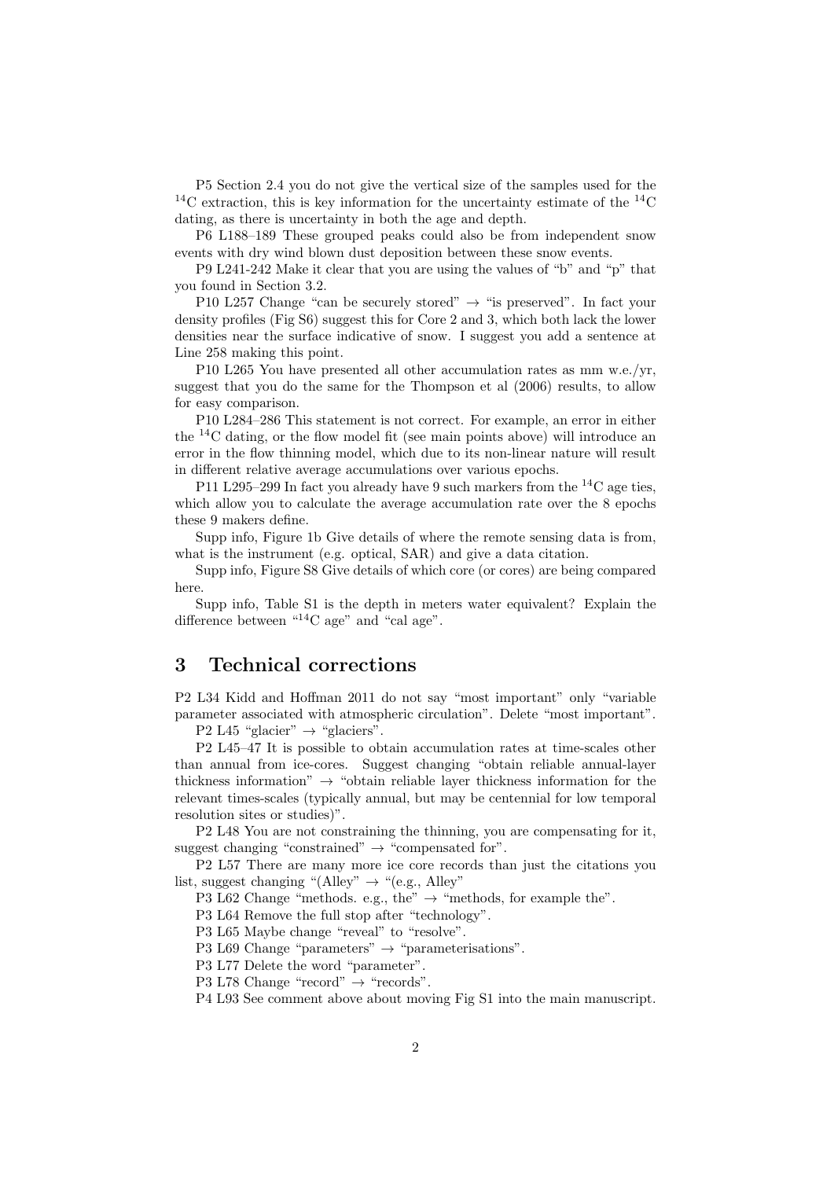P5 Section 2.4 you do not give the vertical size of the samples used for the $^{14}C$ extraction, this is key information for the uncertainty estimate of the $^{14}C$ dating, as there is uncertainty in both the age and depth.

P6 L188–189 These grouped peaks could also be from independent snow events with dry wind blown dust deposition between these snow events.

P9 L241-242 Make it clear that you are using the values of "b" and "p" that you found in Section 3.2.

P10 L257 Change "can be securely stored" → "is preserved". In fact your density profiles (Fig S6) suggest this for Core 2 and 3, which both lack the lower densities near the surface indicative of snow. I suggest you add a sentence at Line 258 making this point.

P10 L265 You have presented all other accumulation rates as mm w.e./yr, suggest that you do the same for the Thompson et al (2006) results, to allow for easy comparison.

P10 L284–286 This statement is not correct. For example, an error in either the $^{14}C$ dating, or the flow model fit (see main points above) will introduce an error in the flow thinning model, which due to its non-linear nature will result in different relative average accumulations over various epochs.

P11 L295–299 In fact you already have 9 such markers from the $^{14}C$ age ties, which allow you to calculate the average accumulation rate over the 8 epochs these 9 makers define.

Supp info, Figure 1b Give details of where the remote sensing data is from, what is the instrument (e.g. optical, SAR) and give a data citation.

Supp info, Figure S8 Give details of which core (or cores) are being compared here.

Supp info, Table S1 is the depth in meters water equivalent? Explain the difference between "$^{14}C$ age" and "cal age".

## 3 Technical corrections

P2 L34 Kidd and Hoffman 2011 do not say "most important" only "variable parameter associated with atmospheric circulation". Delete "most important".

P2 L45 "glacier" → "glaciers".

P2 L45–47 It is possible to obtain accumulation rates at time-scales other than annual from ice-cores. Suggest changing "obtain reliable annual-layer thickness information" → "obtain reliable layer thickness information for the relevant times-scales (typically annual, but may be centennial for low temporal resolution sites or studies)".

P2 L48 You are not constraining the thinning, you are compensating for it, suggest changing "constrained" → "compensated for".

P2 L57 There are many more ice core records than just the citations you list, suggest changing "(Alley" → "(e.g., Alley"

P3 L62 Change "methods. e.g., the" → "methods, for example the".

P3 L64 Remove the full stop after "technology".

P3 L65 Maybe change "reveal" to "resolve".

P3 L69 Change "parameters" → "parameterisations".

P3 L77 Delete the word "parameter".

P3 L78 Change "record" → "records".

P4 L93 See comment above about moving Fig S1 into the main manuscript.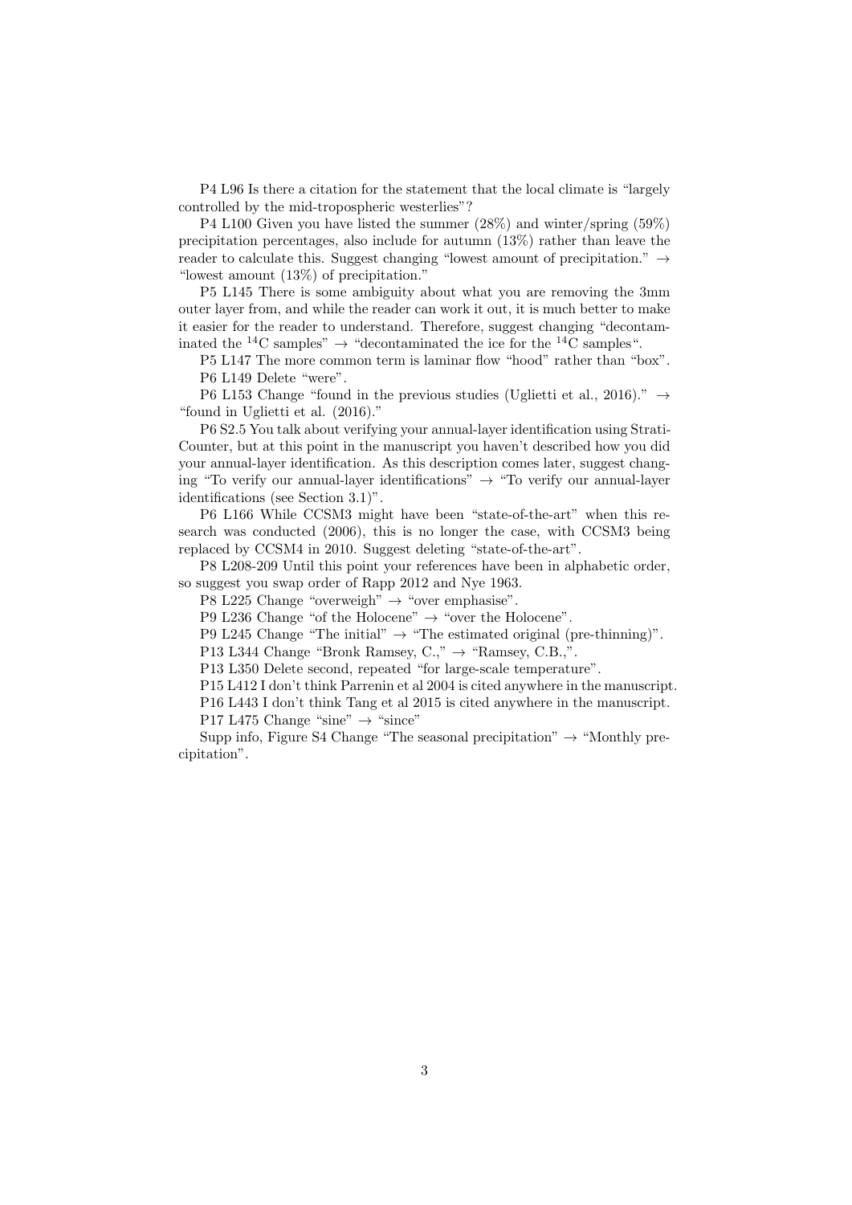P4 L96 Is there a citation for the statement that the local climate is "largely controlled by the mid-tropospheric westerlies"?

P4 L100 Given you have listed the summer (28%) and winter/spring (59%) precipitation percentages, also include for autumn (13%) rather than leave the reader to calculate this. Suggest changing "lowest amount of precipitation." → "lowest amount (13%) of precipitation."

P5 L145 There is some ambiguity about what you are removing the 3mm outer layer from, and while the reader can work it out, it is much better to make it easier for the reader to understand. Therefore, suggest changing "decontaminated the $^{14}$C samples" → "decontaminated the ice for the $^{14}$C samples".

P5 L147 The more common term is laminar flow "hood" rather than "box".

P6 L149 Delete "were".

P6 L153 Change "found in the previous studies (Uglietti et al., 2016)." → "found in Uglietti et al. (2016)."

P6 S2.5 You talk about verifying your annual-layer identification using StratiCounter, but at this point in the manuscript you haven't described how you did your annual-layer identification. As this description comes later, suggest changing "To verify our annual-layer identifications" → "To verify our annual-layer identifications (see Section 3.1)".

P6 L166 While CCSM3 might have been "state-of-the-art" when this research was conducted (2006), this is no longer the case, with CCSM3 being replaced by CCSM4 in 2010. Suggest deleting "state-of-the-art".

P8 L208-209 Until this point your references have been in alphabetic order, so suggest you swap order of Rapp 2012 and Nye 1963.

P8 L225 Change "overweigh" → "over emphasise".

P9 L236 Change "of the Holocene" → "over the Holocene".

P9 L245 Change "The initial" → "The estimated original (pre-thinning)".

P13 L344 Change "Bronk Ramsey, C.," → "Ramsey, C.B.,".

P13 L350 Delete second, repeated "for large-scale temperature".

P15 L412 I don't think Parrenin et al 2004 is cited anywhere in the manuscript.

P16 L443 I don't think Tang et al 2015 is cited anywhere in the manuscript.

P17 L475 Change "sine" → "since"

Supp info, Figure S4 Change "The seasonal precipitation" → "Monthly precipitation".